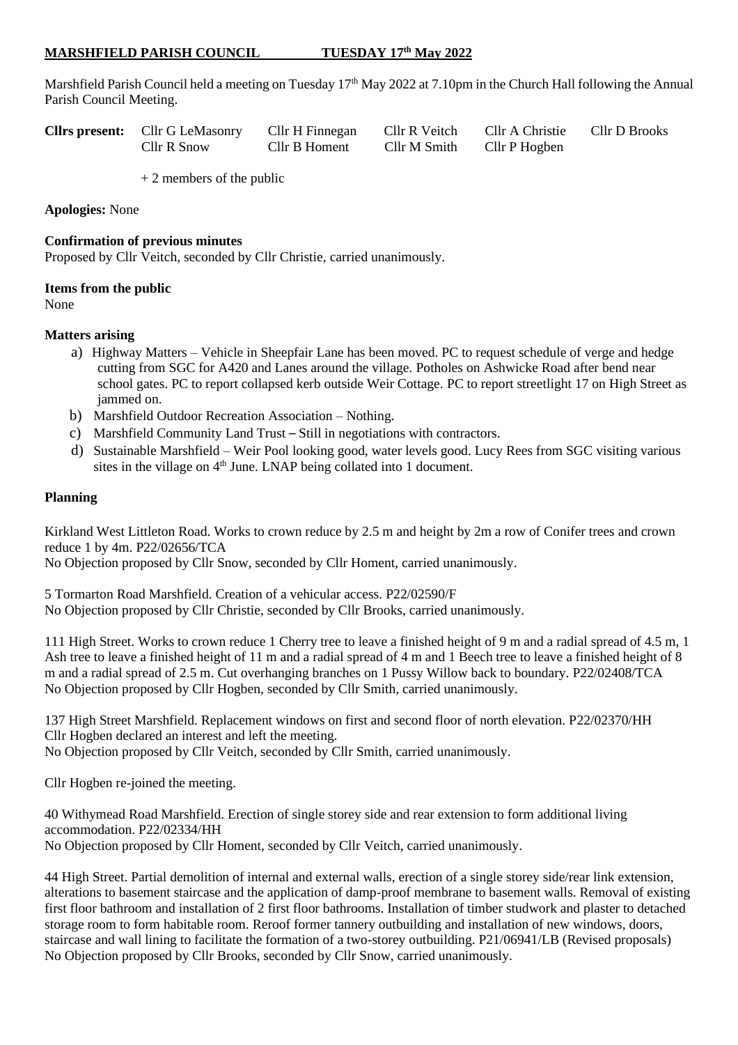**MARSHFIELD PARISH COUNCIL TUESDAY 17th May 2022**

Marshfield Parish Council held a meeting on Tuesday 17th May 2022 at 7.10pm in the Church Hall following the Annual Parish Council Meeting.

| **Cllrs present:** | Cllr G LeMasonry | Cllr H Finnegan | Cllr R Veitch | Cllr A Christie | Cllr D Brooks |
|---|---|---|---|---|---|
| | Cllr R Snow | Cllr B Homent | Cllr M Smith | Cllr P Hogben | |

+ 2 members of the public

**Apologies:** None

**Confirmation of previous minutes**

Proposed by Cllr Veitch, seconded by Cllr Christie, carried unanimously.

**Items from the public**

None

**Matters arising**

a) Highway Matters – Vehicle in Sheepfair Lane has been moved. PC to request schedule of verge and hedge cutting from SGC for A420 and Lanes around the village. Potholes on Ashwicke Road after bend near school gates. PC to report collapsed kerb outside Weir Cottage. PC to report streetlight 17 on High Street as jammed on.

b) Marshfield Outdoor Recreation Association – Nothing.

c) Marshfield Community Land Trust – Still in negotiations with contractors.

d) Sustainable Marshfield – Weir Pool looking good, water levels good. Lucy Rees from SGC visiting various sites in the village on 4th June. LNAP being collated into 1 document.

**Planning**

Kirkland West Littleton Road. Works to crown reduce by 2.5 m and height by 2m a row of Conifer trees and crown reduce 1 by 4m. P22/02656/TCA

No Objection proposed by Cllr Snow, seconded by Cllr Homent, carried unanimously.

5 Tormarton Road Marshfield. Creation of a vehicular access. P22/02590/F

No Objection proposed by Cllr Christie, seconded by Cllr Brooks, carried unanimously.

111 High Street. Works to crown reduce 1 Cherry tree to leave a finished height of 9 m and a radial spread of 4.5 m, 1 Ash tree to leave a finished height of 11 m and a radial spread of 4 m and 1 Beech tree to leave a finished height of 8 m and a radial spread of 2.5 m. Cut overhanging branches on 1 Pussy Willow back to boundary. P22/02408/TCA

No Objection proposed by Cllr Hogben, seconded by Cllr Smith, carried unanimously.

137 High Street Marshfield. Replacement windows on first and second floor of north elevation. P22/02370/HH

Cllr Hogben declared an interest and left the meeting.

No Objection proposed by Cllr Veitch, seconded by Cllr Smith, carried unanimously.

Cllr Hogben re-joined the meeting.

40 Withymead Road Marshfield. Erection of single storey side and rear extension to form additional living accommodation. P22/02334/HH

No Objection proposed by Cllr Homent, seconded by Cllr Veitch, carried unanimously.

44 High Street. Partial demolition of internal and external walls, erection of a single storey side/rear link extension, alterations to basement staircase and the application of damp-proof membrane to basement walls. Removal of existing first floor bathroom and installation of 2 first floor bathrooms. Installation of timber studwork and plaster to detached storage room to form habitable room. Reroof former tannery outbuilding and installation of new windows, doors, staircase and wall lining to facilitate the formation of a two-storey outbuilding. P21/06941/LB (Revised proposals)

No Objection proposed by Cllr Brooks, seconded by Cllr Snow, carried unanimously.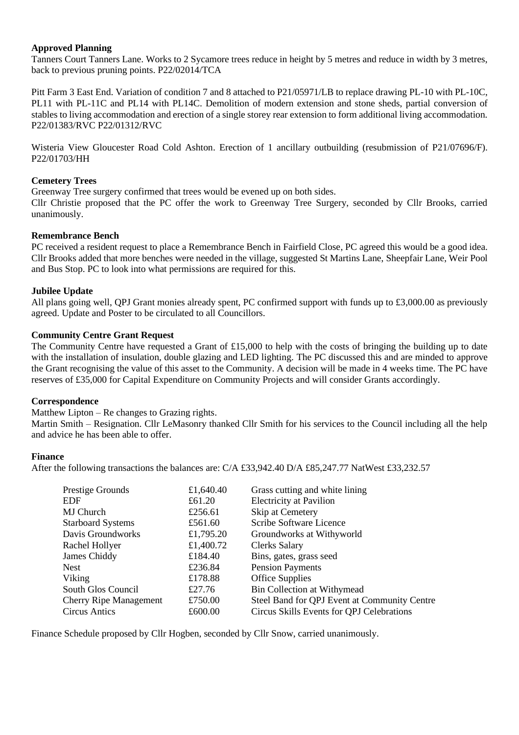**Approved Planning**

Tanners Court Tanners Lane. Works to 2 Sycamore trees reduce in height by 5 metres and reduce in width by 3 metres, back to previous pruning points. P22/02014/TCA

Pitt Farm 3 East End. Variation of condition 7 and 8 attached to P21/05971/LB to replace drawing PL-10 with PL-10C, PL11 with PL-11C and PL14 with PL14C. Demolition of modern extension and stone sheds, partial conversion of stables to living accommodation and erection of a single storey rear extension to form additional living accommodation. P22/01383/RVC P22/01312/RVC

Wisteria View Gloucester Road Cold Ashton. Erection of 1 ancillary outbuilding (resubmission of P21/07696/F). P22/01703/HH

**Cemetery Trees**

Greenway Tree surgery confirmed that trees would be evened up on both sides.
Cllr Christie proposed that the PC offer the work to Greenway Tree Surgery, seconded by Cllr Brooks, carried unanimously.

**Remembrance Bench**

PC received a resident request to place a Remembrance Bench in Fairfield Close, PC agreed this would be a good idea. Cllr Brooks added that more benches were needed in the village, suggested St Martins Lane, Sheepfair Lane, Weir Pool and Bus Stop. PC to look into what permissions are required for this.

**Jubilee Update**

All plans going well, QPJ Grant monies already spent, PC confirmed support with funds up to £3,000.00 as previously agreed. Update and Poster to be circulated to all Councillors.

**Community Centre Grant Request**

The Community Centre have requested a Grant of £15,000 to help with the costs of bringing the building up to date with the installation of insulation, double glazing and LED lighting. The PC discussed this and are minded to approve the Grant recognising the value of this asset to the Community. A decision will be made in 4 weeks time. The PC have reserves of £35,000 for Capital Expenditure on Community Projects and will consider Grants accordingly.

**Correspondence**

Matthew Lipton – Re changes to Grazing rights.
Martin Smith – Resignation. Cllr LeMasonry thanked Cllr Smith for his services to the Council including all the help and advice he has been able to offer.

**Finance**

After the following transactions the balances are: C/A £33,942.40 D/A £85,247.77 NatWest £33,232.57

| | | |
|---|---|---|
| Prestige Grounds | £1,640.40 | Grass cutting and white lining |
| EDF | £61.20 | Electricity at Pavilion |
| MJ Church | £256.61 | Skip at Cemetery |
| Starboard Systems | £561.60 | Scribe Software Licence |
| Davis Groundworks | £1,795.20 | Groundworks at Withyworld |
| Rachel Hollyer | £1,400.72 | Clerks Salary |
| James Chiddy | £184.40 | Bins, gates, grass seed |
| Nest | £236.84 | Pension Payments |
| Viking | £178.88 | Office Supplies |
| South Glos Council | £27.76 | Bin Collection at Withymead |
| Cherry Ripe Management | £750.00 | Steel Band for QPJ Event at Community Centre |
| Circus Antics | £600.00 | Circus Skills Events for QPJ Celebrations |

Finance Schedule proposed by Cllr Hogben, seconded by Cllr Snow, carried unanimously.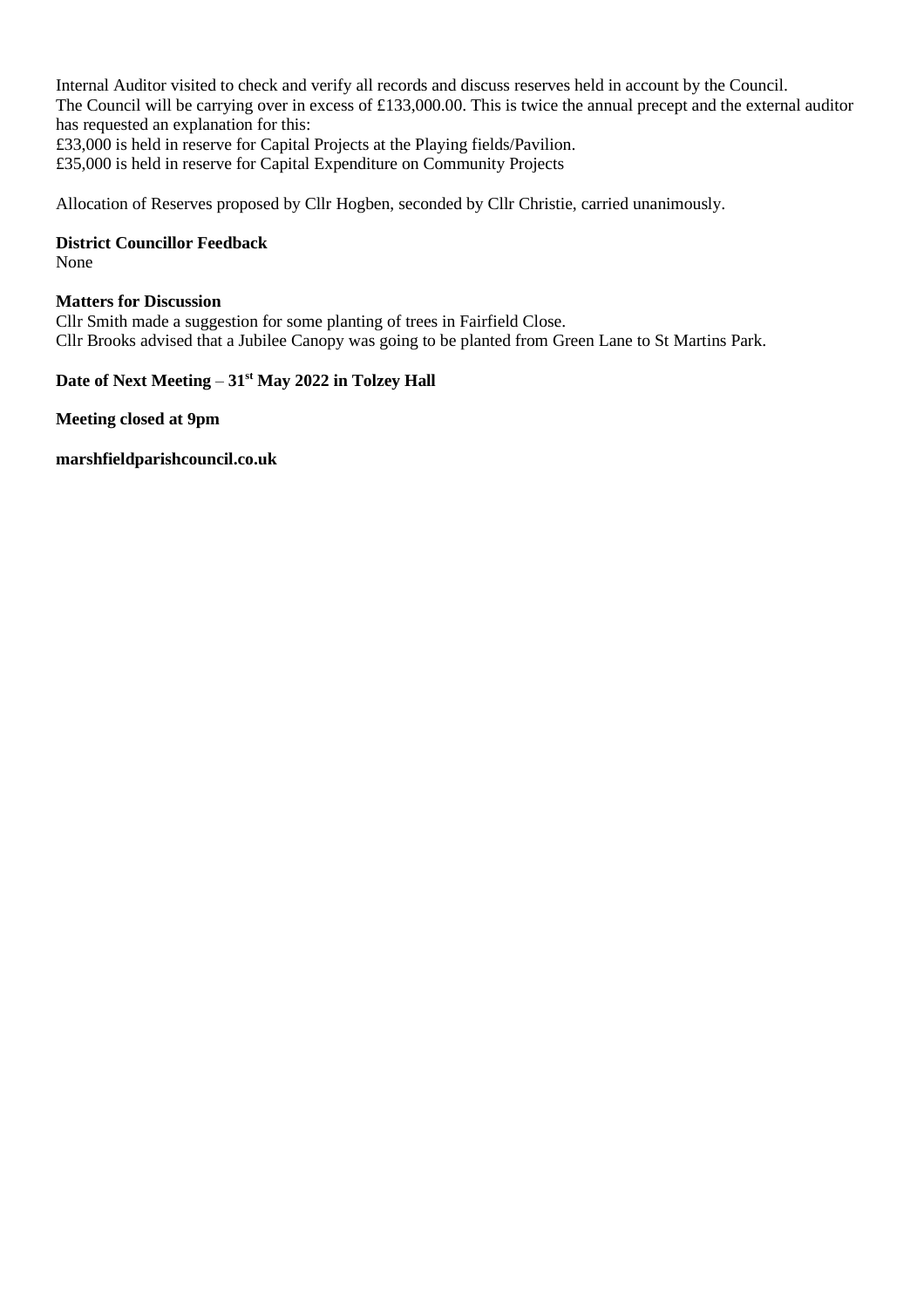Internal Auditor visited to check and verify all records and discuss reserves held in account by the Council.
The Council will be carrying over in excess of £133,000.00. This is twice the annual precept and the external auditor has requested an explanation for this:
£33,000 is held in reserve for Capital Projects at the Playing fields/Pavilion.
£35,000 is held in reserve for Capital Expenditure on Community Projects

Allocation of Reserves proposed by Cllr Hogben, seconded by Cllr Christie, carried unanimously.

**District Councillor Feedback**
None

**Matters for Discussion**
Cllr Smith made a suggestion for some planting of trees in Fairfield Close.
Cllr Brooks advised that a Jubilee Canopy was going to be planted from Green Lane to St Martins Park.

**Date of Next Meeting** – **31st May 2022 in Tolzey Hall**

**Meeting closed at 9pm**

**marshfieldparishcouncil.co.uk**